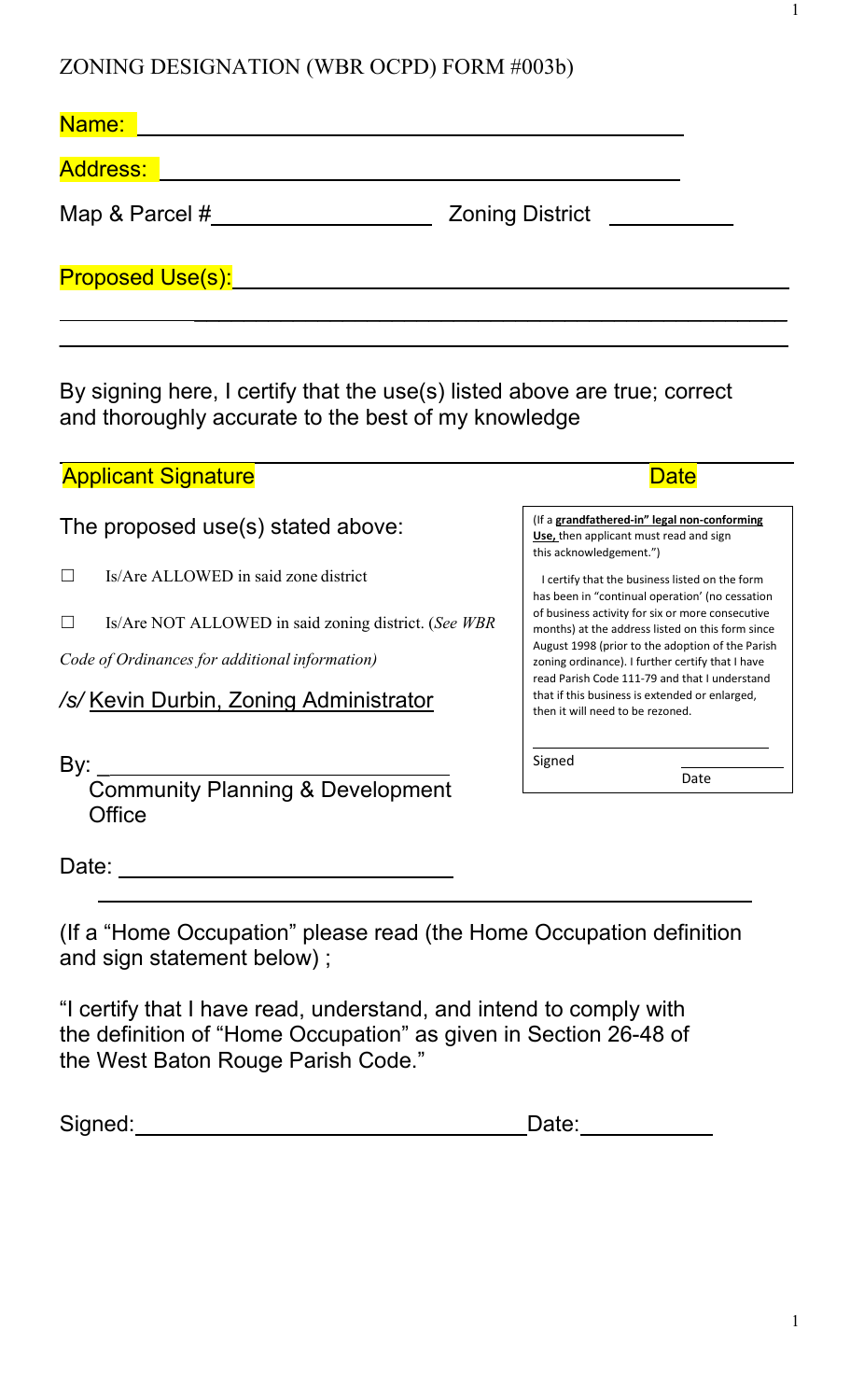ZONING DESIGNATION (WBR OCPD) FORM #003b)

Name: ______________________________________________

Address: ____________________________________________

Map & Parcel #__________________ Zoning District __________

Proposed Use(s): _____________________________________________

_____________________________________________________________

_____________________________________________________________

By signing here, I certify that the use(s) listed above are true; correct and thoroughly accurate to the best of my knowledge

Applicant Signature ___________________________________ Date

The proposed use(s) stated above:

☐ Is/Are ALLOWED in said zone district

☐ Is/Are NOT ALLOWED in said zoning district. (*See WBR Code of Ordinances for additional information)*

*/s/* Kevin Durbin, Zoning Administrator

By: _________________________________
Community Planning & Development Office

Date: ____________________________

(If a **grandfathered-in" legal non-conforming Use,** then applicant must read and sign this acknowledgement.")

I certify that the business listed on the form has been in "continual operation' (no cessation of business activity for six or more consecutive months) at the address listed on this form since August 1998 (prior to the adoption of the Parish zoning ordinance). I further certify that I have read Parish Code 111-79 and that I understand that if this business is extended or enlarged, then it will need to be rezoned.

Signed ____________________ Date ____________

_____________________________________________________________

(If a "Home Occupation" please read (the Home Occupation definition and sign statement below) ;

"I certify that I have read, understand, and intend to comply with the definition of "Home Occupation" as given in Section 26-48 of the West Baton Rouge Parish Code."

Signed: ________________________________ Date: ___________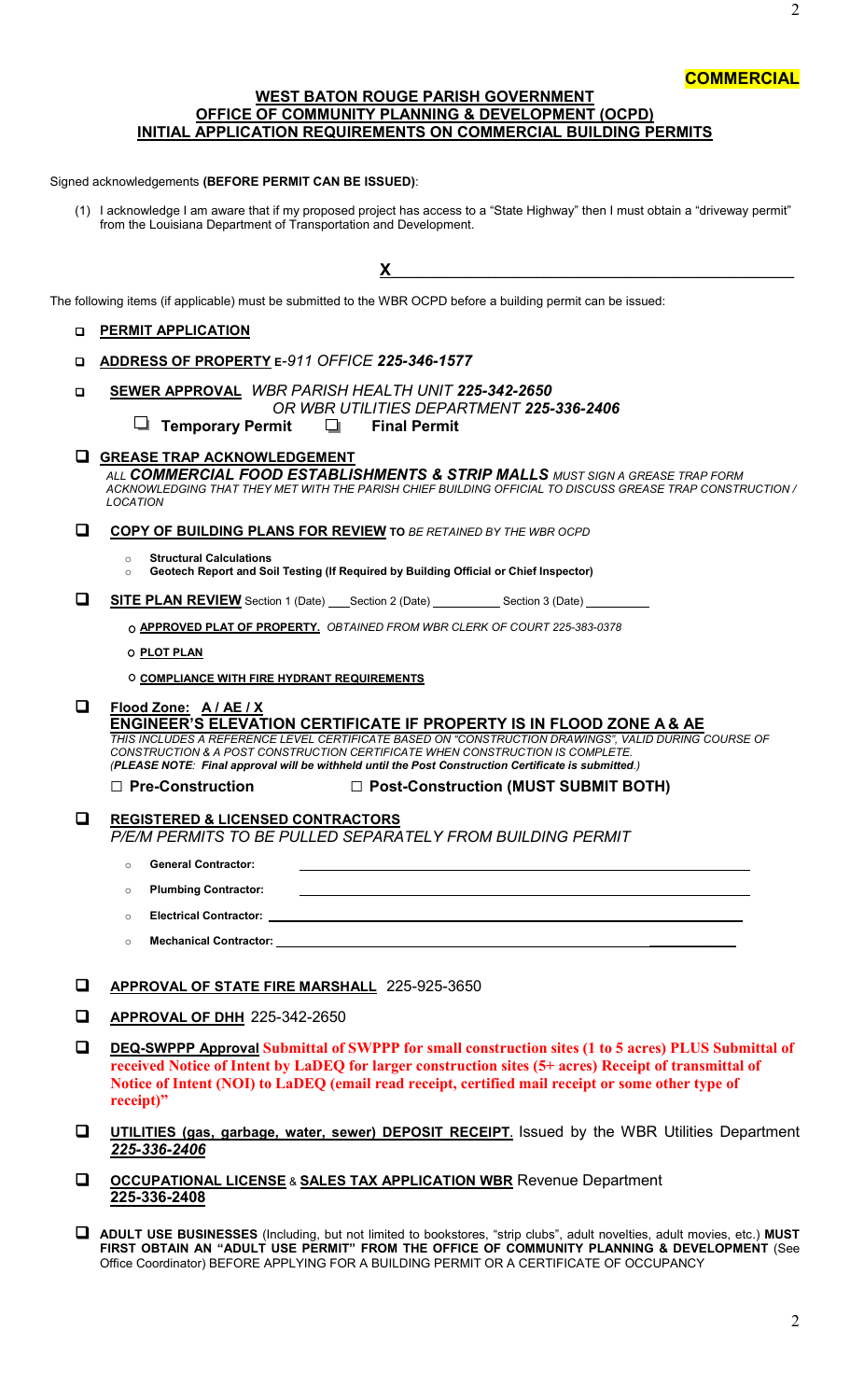**COMMERCIAL**

## WEST BATON ROUGE PARISH GOVERNMENT
## OFFICE OF COMMUNITY PLANNING & DEVELOPMENT (OCPD)
## INITIAL APPLICATION REQUIREMENTS ON COMMERCIAL BUILDING PERMITS

Signed acknowledgements **(BEFORE PERMIT CAN BE ISSUED)**:

(1) I acknowledge I am aware that if my proposed project has access to a "State Highway" then I must obtain a "driveway permit" from the Louisiana Department of Transportation and Development.

**X**\_\_\_\_\_\_\_\_\_\_\_\_\_\_\_\_\_\_\_\_\_\_\_\_\_\_\_\_\_\_\_\_\_\_\_\_\_\_\_\_\_\_\_\_

The following items (if applicable) must be submitted to the WBR OCPD before a building permit can be issued:

- ☐ **PERMIT APPLICATION**

- ☐ **ADDRESS OF PROPERTY** *E-911 OFFICE **225-346-1577***

- ☐ **SEWER APPROVAL** *WBR PARISH HEALTH UNIT **225-342-2650***
  *OR WBR UTILITIES DEPARTMENT **225-336-2406***
  - ☐ **Temporary Permit** ☐ **Final Permit**

- ☐ **GREASE TRAP ACKNOWLEDGEMENT**
  *ALL **COMMERCIAL FOOD ESTABLISHMENTS & STRIP MALLS** MUST SIGN A GREASE TRAP FORM ACKNOWLEDGING THAT THEY MET WITH THE PARISH CHIEF BUILDING OFFICIAL TO DISCUSS GREASE TRAP CONSTRUCTION / LOCATION*

- ☐ **COPY OF BUILDING PLANS FOR REVIEW** **TO** *BE RETAINED BY THE WBR OCPD*
  - **Structural Calculations**
  - **Geotech Report and Soil Testing (If Required by Building Official or Chief Inspector)**

- ☐ **SITE PLAN REVIEW** Section 1 (Date) \_\_\_ Section 2 (Date) \_\_\_\_\_\_\_\_ Section 3 (Date) \_\_\_\_\_\_\_\_
  - **APPROVED PLAT OF PROPERTY.** *OBTAINED FROM WBR CLERK OF COURT 225-383-0378*
  - **PLOT PLAN**
  - **COMPLIANCE WITH FIRE HYDRANT REQUIREMENTS**

- ☐ **Flood Zone: A / AE / X**
  **ENGINEER'S ELEVATION CERTIFICATE IF PROPERTY IS IN FLOOD ZONE A & AE**
  *THIS INCLUDES A REFERENCE LEVEL CERTIFICATE BASED ON "CONSTRUCTION DRAWINGS", VALID DURING COURSE OF CONSTRUCTION & A POST CONSTRUCTION CERTIFICATE WHEN CONSTRUCTION IS COMPLETE.*
  *(**PLEASE NOTE**: **Final approval will be withheld until the Post Construction Certificate is submitted**.)*
  - ☐ **Pre-Construction** ☐ **Post-Construction (MUST SUBMIT BOTH)**

- ☐ **REGISTERED & LICENSED CONTRACTORS**
  *P/E/M PERMITS TO BE PULLED SEPARATELY FROM BUILDING PERMIT*
  - **General Contractor:** \_\_\_\_\_\_\_\_\_\_\_\_\_\_\_\_\_\_\_\_\_\_\_\_\_\_\_\_\_\_\_\_
  - **Plumbing Contractor:** \_\_\_\_\_\_\_\_\_\_\_\_\_\_\_\_\_\_\_\_\_\_\_\_\_\_\_\_\_\_\_\_
  - **Electrical Contractor:** \_\_\_\_\_\_\_\_\_\_\_\_\_\_\_\_\_\_\_\_\_\_\_\_\_\_\_\_\_\_\_\_
  - **Mechanical Contractor:** \_\_\_\_\_\_\_\_\_\_\_\_\_\_\_\_\_\_\_\_\_\_\_\_\_\_\_\_\_\_\_\_

- ☐ **APPROVAL OF STATE FIRE MARSHALL** 225-925-3650

- ☐ **APPROVAL OF DHH** 225-342-2650

- ☐ **DEQ-SWPPP Approval** **Submittal of SWPPP for small construction sites (1 to 5 acres) PLUS Submittal of received Notice of Intent by LaDEQ for larger construction sites (5+ acres) Receipt of transmittal of Notice of Intent (NOI) to LaDEQ (email read receipt, certified mail receipt or some other type of receipt)"**

- ☐ **UTILITIES (gas, garbage, water, sewer) DEPOSIT RECEIPT**. Issued by the WBR Utilities Department ***225-336-2406***

- ☐ **OCCUPATIONAL LICENSE** & **SALES TAX APPLICATION WBR** Revenue Department **225-336-2408**

- ☐ **ADULT USE BUSINESSES** (Including, but not limited to bookstores, "strip clubs", adult novelties, adult movies, etc.) **MUST FIRST OBTAIN AN "ADULT USE PERMIT" FROM THE OFFICE OF COMMUNITY PLANNING & DEVELOPMENT** (See Office Coordinator) BEFORE APPLYING FOR A BUILDING PERMIT OR A CERTIFICATE OF OCCUPANCY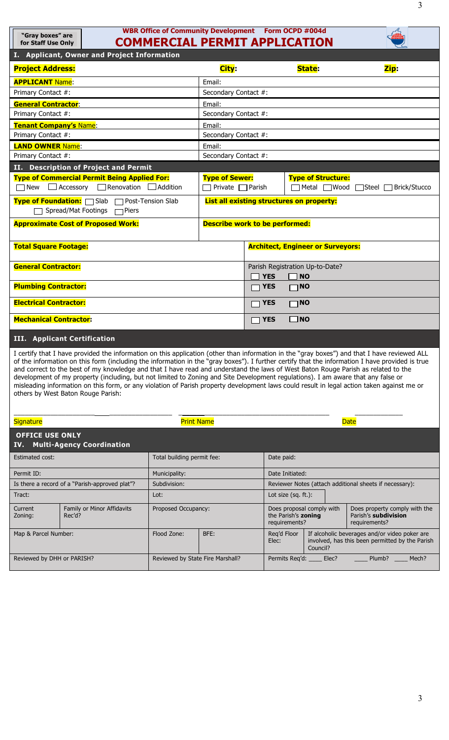"Gray boxes" are for Staff Use Only

**WBR Office of Community Development Form OCPD #004d**

# COMMERCIAL PERMIT APPLICATION

## I. Applicant, Owner and Project Information

| **Project Address:** | **City:** | **State:** | **Zip:** |
|---|---|---|---|

| | |
|---|---|
| **APPLICANT Name:** | Email: |
| Primary Contact #: | Secondary Contact #: |
| **General Contractor:** | Email: |
| Primary Contact #: | Secondary Contact #: |
| **Tenant Company's Name:** | Email: |
| Primary Contact #: | Secondary Contact #: |
| **LAND OWNER Name:** | Email: |
| Primary Contact #: | Secondary Contact #: |

## II. Description of Project and Permit

| | | |
|---|---|---|
| **Type of Commercial Permit Being Applied For:** ☐ New ☐ Accessory ☐ Renovation ☐ Addition | **Type of Sewer:** ☐ Private ☐ Parish | **Type of Structure:** ☐ Metal ☐ Wood ☐ Steel ☐ Brick/Stucco |
| **Type of Foundation:** ☐ Slab ☐ Post-Tension Slab ☐ Spread/Mat Footings ☐ Piers | **List all existing structures on property:** | |
| **Approximate Cost of Proposed Work:** | **Describe work to be performed:** | |

| | |
|---|---|
| **Total Square Footage:** | **Architect, Engineer or Surveyors:** |
| **General Contractor:** | Parish Registration Up-to-Date? ☐ YES ☐ NO |
| **Plumbing Contractor:** | ☐ YES ☐ NO |
| **Electrical Contractor:** | ☐ YES ☐ NO |
| **Mechanical Contractor:** | ☐ YES ☐ NO |

## III. Applicant Certification

I certify that I have provided the information on this application (other than information in the "gray boxes") and that I have reviewed ALL of the information on this form (including the information in the "gray boxes"). I further certify that the information I have provided is true and correct to the best of my knowledge and that I have read and understand the laws of West Baton Rouge Parish as related to the development of my property (including, but not limited to Zoning and Site Development regulations). I am aware that any false or misleading information on this form, or any violation of Parish property development laws could result in legal action taken against me or others by West Baton Rouge Parish:

Signature ____________________ Print Name ____________________ Date ____________

## OFFICE USE ONLY
## IV. Multi-Agency Coordination

| | | | | | | |
|---|---|---|---|---|---|---|
| Estimated cost: | | Total building permit fee: | | Date paid: | | |
| Permit ID: | | Municipality: | | Date Initiated: | | |
| Is there a record of a "Parish-approved plat"? | | Subdivision: | | Reviewer Notes (attach additional sheets if necessary): | | |
| Tract: | | Lot: | | Lot size (sq. ft.): | | |
| Current Zoning: | Family or Minor Affidavits Rec'd? | Proposed Occupancy: | | Does proposal comply with the Parish's **zoning** requirements? | | Does property comply with the Parish's **subdivision** requirements? |
| Map & Parcel Number: | | Flood Zone: | BFE: | Req'd Floor Elec: | If alcoholic beverages and/or video poker are involved, has this been permitted by the Parish Council? | |
| Reviewed by DHH or PARISH? | | Reviewed by State Fire Marshall? | | Permits Req'd: ____ Elec? ____ Plumb? ____ Mech? | | |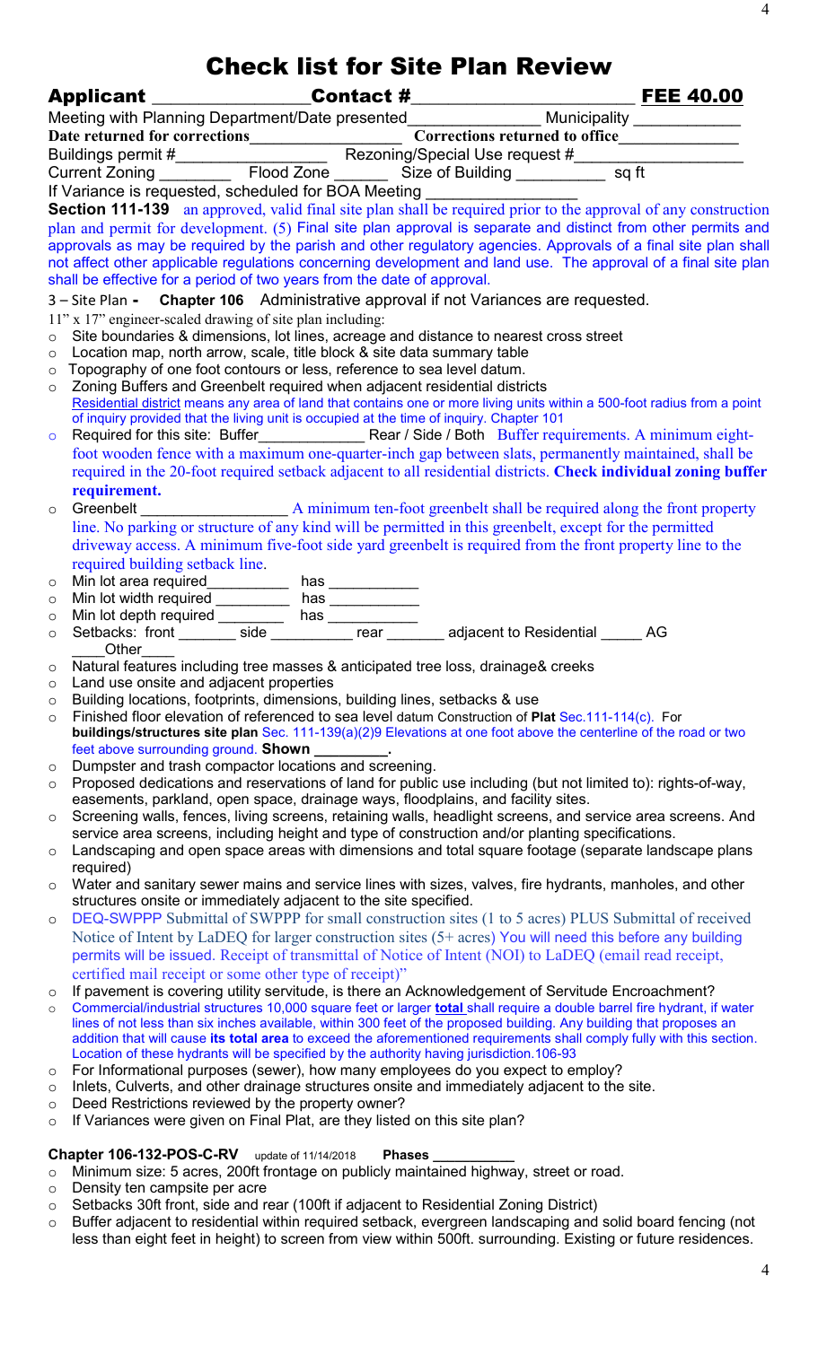# Check list for Site Plan Review

**Applicant** _______________ **Contact #**_____________________ **FEE 40.00**

Meeting with Planning Department/Date presented______________ Municipality ___________

**Date returned for corrections**________________ **Corrections returned to office**_____________

Buildings permit #________________ Rezoning/Special Use request #__________________

Current Zoning ________ Flood Zone ______ Size of Building __________ sq ft

If Variance is requested, scheduled for BOA Meeting ________________

**Section 111-139** an approved, valid final site plan shall be required prior to the approval of any construction plan and permit for development. (5) Final site plan approval is separate and distinct from other permits and approvals as may be required by the parish and other regulatory agencies. Approvals of a final site plan shall not affect other applicable regulations concerning development and land use. The approval of a final site plan shall be effective for a period of two years from the date of approval.

3 – Site Plan - **Chapter 106** Administrative approval if not Variances are requested.

11" x 17" engineer-scaled drawing of site plan including:

- Site boundaries & dimensions, lot lines, acreage and distance to nearest cross street
- Location map, north arrow, scale, title block & site data summary table
- Topography of one foot contours or less, reference to sea level datum.
- Zoning Buffers and Greenbelt required when adjacent residential districts
  Residential district means any area of land that contains one or more living units within a 500-foot radius from a point of inquiry provided that the living unit is occupied at the time of inquiry. Chapter 101
- Required for this site: Buffer____________ Rear / Side / Both Buffer requirements. A minimum eight-foot wooden fence with a maximum one-quarter-inch gap between slats, permanently maintained, shall be required in the 20-foot required setback adjacent to all residential districts. **Check individual zoning buffer requirement.**
- Greenbelt _________________ A minimum ten-foot greenbelt shall be required along the front property line. No parking or structure of any kind will be permitted in this greenbelt, except for the permitted driveway access. A minimum five-foot side yard greenbelt is required from the front property line to the required building setback line.
- Min lot area required__________ has ___________
- Min lot width required _________ has ___________
- Min lot depth required ________ has ___________
- Setbacks: front _______ side __________ rear _______ adjacent to Residential _____ AG ____Other____
- Natural features including tree masses & anticipated tree loss, drainage& creeks
- Land use onsite and adjacent properties
- Building locations, footprints, dimensions, building lines, setbacks & use
- Finished floor elevation of referenced to sea level datum Construction of **Plat** Sec.111-114(c). For **buildings/structures site plan** Sec. 111-139(a)(2)9 Elevations at one foot above the centerline of the road or two feet above surrounding ground. **Shown _________.**
- Dumpster and trash compactor locations and screening.
- Proposed dedications and reservations of land for public use including (but not limited to): rights-of-way, easements, parkland, open space, drainage ways, floodplains, and facility sites.
- Screening walls, fences, living screens, retaining walls, headlight screens, and service area screens. And service area screens, including height and type of construction and/or planting specifications.
- Landscaping and open space areas with dimensions and total square footage (separate landscape plans required)
- Water and sanitary sewer mains and service lines with sizes, valves, fire hydrants, manholes, and other structures onsite or immediately adjacent to the site specified.
- DEQ-SWPPP Submittal of SWPPP for small construction sites (1 to 5 acres) PLUS Submittal of received Notice of Intent by LaDEQ for larger construction sites (5+ acres) You will need this before any building permits will be issued. Receipt of transmittal of Notice of Intent (NOI) to LaDEQ (email read receipt, certified mail receipt or some other type of receipt)"
- If pavement is covering utility servitude, is there an Acknowledgement of Servitude Encroachment?
- Commercial/industrial structures 10,000 square feet or larger **total** shall require a double barrel fire hydrant, if water lines of not less than six inches available, within 300 feet of the proposed building. Any building that proposes an addition that will cause **its total area** to exceed the aforementioned requirements shall comply fully with this section. Location of these hydrants will be specified by the authority having jurisdiction.106-93
- For Informational purposes (sewer), how many employees do you expect to employ?
- Inlets, Culverts, and other drainage structures onsite and immediately adjacent to the site.
- Deed Restrictions reviewed by the property owner?
- If Variances were given on Final Plat, are they listed on this site plan?

**Chapter 106-132-POS-C-RV** update of 11/14/2018 **Phases __________**

- Minimum size: 5 acres, 200ft frontage on publicly maintained highway, street or road.
- Density ten campsite per acre
- Setbacks 30ft front, side and rear (100ft if adjacent to Residential Zoning District)
- Buffer adjacent to residential within required setback, evergreen landscaping and solid board fencing (not less than eight feet in height) to screen from view within 500ft. surrounding. Existing or future residences.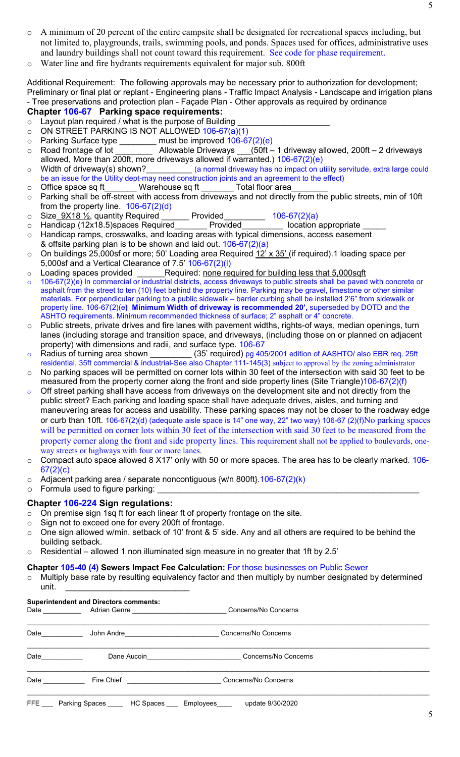- A minimum of 20 percent of the entire campsite shall be designated for recreational spaces including, but not limited to, playgrounds, trails, swimming pools, and ponds. Spaces used for offices, administrative uses and laundry buildings shall not count toward this requirement. See code for phase requirement.
- Water line and fire hydrants requirements equivalent for major sub. 800ft

Additional Requirement: The following approvals may be necessary prior to authorization for development; Preliminary or final plat or replant - Engineering plans - Traffic Impact Analysis - Landscape and irrigation plans - Tree preservations and protection plan - Façade Plan - Other approvals as required by ordinance

### Chapter 106-67 Parking space requirements:

- Layout plan required / what is the purpose of Building ____________________
- ON STREET PARKING IS NOT ALLOWED 106-67(a)(1)
- Parking Surface type ________ must be improved 106-67(2)(e)
- Road frontage of lot ________ Allowable Driveways ___(50ft – 1 driveway allowed, 200ft – 2 driveways allowed, More than 200ft, more driveways allowed if warranted.) 106-67(2)(e)
- Width of driveway(s) shown?__________ (a normal driveway has no impact on utility servitude, extra large could be an issue for the Utility dept-may need construction joints and an agreement to the effect)
- Office space sq ft_______ Warehouse sq ft _______ Total floor area________
- Parking shall be off-street with access from driveways and not directly from the public streets, min of 10ft from the property line. 106-67(2)(d)
- Size 9X18 ½, quantity Required ______ Provided_________ 106-67(2)(a)
- Handicap (12x18.5)spaces Required_______ Provided_________ location appropriate _____
- Handicap ramps, crosswalks, and loading areas with typical dimensions, access easement & offsite parking plan is to be shown and laid out. 106-67(2)(a)
- On buildings 25,000sf or more; 50' Loading area Required 12' x 35' (if required).1 loading space per 5,000sf and a Vertical Clearance of 7.5' 106-67(2)(l)
- Loading spaces provided ______Required: none required for building less that 5,000sqft
- 106-67(2)(e) In commercial or industrial districts, access driveways to public streets shall be paved with concrete or asphalt from the street to ten (10) feet behind the property line. Parking may be gravel, limestone or other similar materials. For perpendicular parking to a public sidewalk – barrier curbing shall be installed 2'6" from sidewalk or property line. 106-67(2)(e) **Minimum Width of driveway is recommended 20',** superseded by DOTD and the ASHTO requirements. Minimum recommended thickness of surface; 2" asphalt or 4" concrete.
- Public streets, private drives and fire lanes with pavement widths, rights-of ways, median openings, turn lanes (including storage and transition space, and driveways, (including those on or planned on adjacent property) with dimensions and radii, and surface type. 106-67
- Radius of turning area shown _________ (35' required) pg 405/2001 edition of AASHTO/ also EBR req. 25ft residential, 35ft commercial & industrial-See also Chapter 111-145(3) subject to approval by the zoning administrator
- No parking spaces will be permitted on corner lots within 30 feet of the intersection with said 30 feet to be measured from the property corner along the front and side property lines (Site Triangle)106-67(2)(f)
- Off street parking shall have access from driveways on the development site and not directly from the public street? Each parking and loading space shall have adequate drives, aisles, and turning and maneuvering areas for access and usability. These parking spaces may not be closer to the roadway edge or curb than 10ft. 106-67(2)(d) (adequate aisle space is 14" one way, 22" two way) 106-67 (2)(f)No parking spaces will be permitted on corner lots within 30 feet of the intersection with said 30 feet to be measured from the property corner along the front and side property lines. This requirement shall not be applied to boulevards, one-way streets or highways with four or more lanes.
- Compact auto space allowed 8 X17' only with 50 or more spaces. The area has to be clearly marked. 106-67(2)(c)
- Adjacent parking area / separate noncontiguous {w/n 800ft}.106-67(2)(k)
- Formula used to figure parking: ____________________________________________________________

### Chapter 106-224 Sign regulations:

- On premise sign 1sq ft for each linear ft of property frontage on the site.
- Sign not to exceed one for every 200ft of frontage.
- One sign allowed w/min. setback of 10' front & 5' side. Any and all others are required to be behind the building setback.
- Residential – allowed 1 non illuminated sign measure in no greater that 1ft by 2.5'

### Chapter 105-40 (4) Sewers Impact Fee Calculation: For those businesses on Public Sewer

- Multiply base rate by resulting equivalency factor and then multiply by number designated by determined unit. __________________________

**Superintendent and Directors comments:**

Date __________ Adrian Genre ________________________ Concerns/No Concerns

Date___________ John Andre________________________ Concerns/No Concerns

Date___________ Dane Aucoin________________________ Concerns/No Concerns

Date ___________ Fire Chief ________________________ Concerns/No Concerns

FFE ___ Parking Spaces ____ HC Spaces ___ Employees____ update 9/30/2020